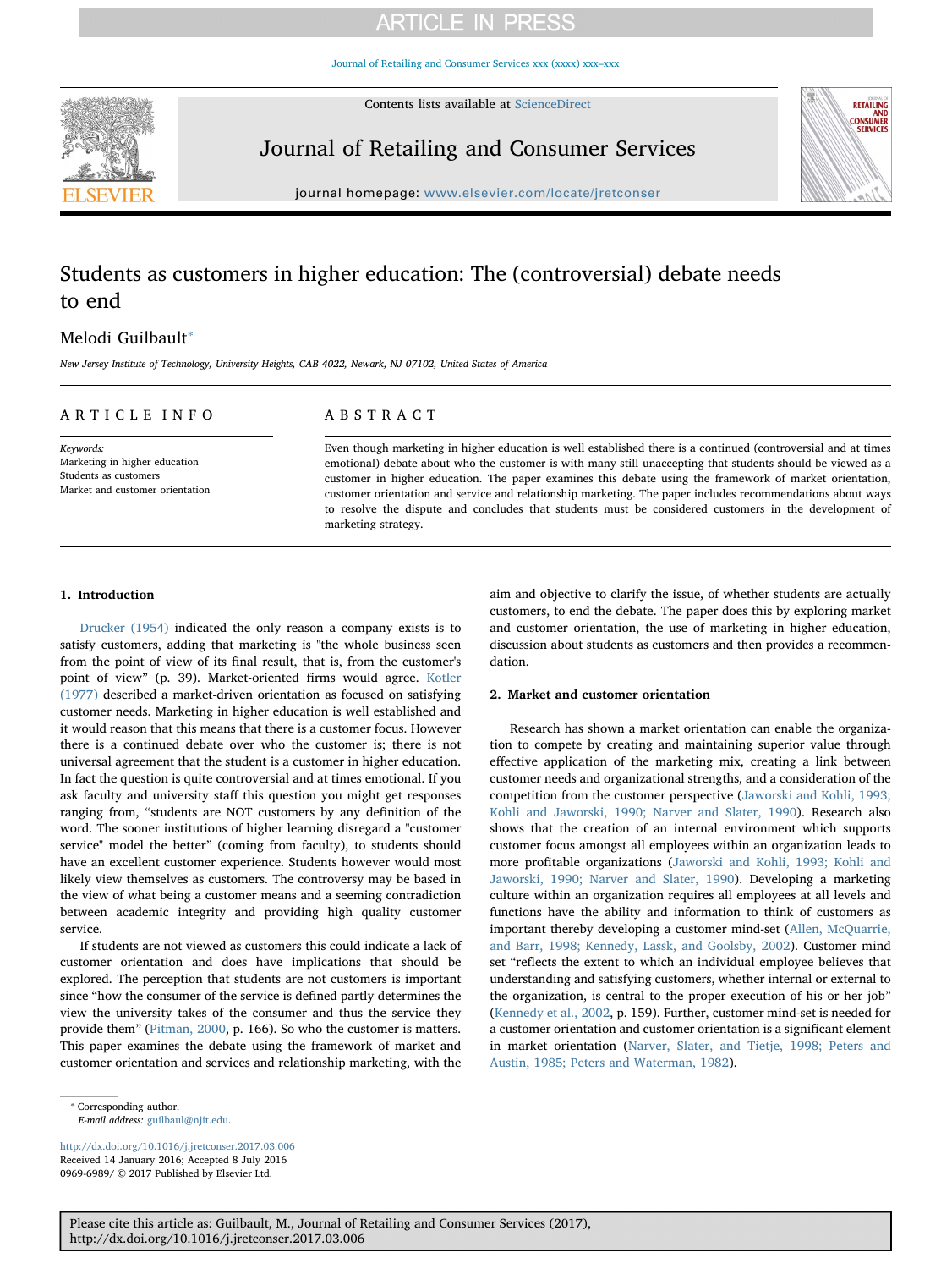# Students as customers in higher education: The (controversial) debate needs to end

Melodi Guilbault*

*New Jersey Institute of Technology, University Heights, CAB 4022, Newark, NJ 07102, United States of America*

## ARTICLE INFO

*Keywords:*
Marketing in higher education
Students as customers
Market and customer orientation

## ABSTRACT

Even though marketing in higher education is well established there is a continued (controversial and at times emotional) debate about who the customer is with many still unaccepting that students should be viewed as a customer in higher education. The paper examines this debate using the framework of market orientation, customer orientation and service and relationship marketing. The paper includes recommendations about ways to resolve the dispute and concludes that students must be considered customers in the development of marketing strategy.

## 1. Introduction

Drucker (1954) indicated the only reason a company exists is to satisfy customers, adding that marketing is "the whole business seen from the point of view of its final result, that is, from the customer's point of view" (p. 39). Market-oriented firms would agree. Kotler (1977) described a market-driven orientation as focused on satisfying customer needs. Marketing in higher education is well established and it would reason that this means that there is a customer focus. However there is a continued debate over who the customer is; there is not universal agreement that the student is a customer in higher education. In fact the question is quite controversial and at times emotional. If you ask faculty and university staff this question you might get responses ranging from, "students are NOT customers by any definition of the word. The sooner institutions of higher learning disregard a "customer service" model the better" (coming from faculty), to students should have an excellent customer experience. Students however would most likely view themselves as customers. The controversy may be based in the view of what being a customer means and a seeming contradiction between academic integrity and providing high quality customer service.

If students are not viewed as customers this could indicate a lack of customer orientation and does have implications that should be explored. The perception that students are not customers is important since "how the consumer of the service is defined partly determines the view the university takes of the consumer and thus the service they provide them" (Pitman, 2000, p. 166). So who the customer is matters. This paper examines the debate using the framework of market and customer orientation and services and relationship marketing, with the aim and objective to clarify the issue, of whether students are actually customers, to end the debate. The paper does this by exploring market and customer orientation, the use of marketing in higher education, discussion about students as customers and then provides a recommendation.

## 2. Market and customer orientation

Research has shown a market orientation can enable the organization to compete by creating and maintaining superior value through effective application of the marketing mix, creating a link between customer needs and organizational strengths, and a consideration of the competition from the customer perspective (Jaworski and Kohli, 1993; Kohli and Jaworski, 1990; Narver and Slater, 1990). Research also shows that the creation of an internal environment which supports customer focus amongst all employees within an organization leads to more profitable organizations (Jaworski and Kohli, 1993; Kohli and Jaworski, 1990; Narver and Slater, 1990). Developing a marketing culture within an organization requires all employees at all levels and functions have the ability and information to think of customers as important thereby developing a customer mind-set (Allen, McQuarrie, and Barr, 1998; Kennedy, Lassk, and Goolsby, 2002). Customer mind set "reflects the extent to which an individual employee believes that understanding and satisfying customers, whether internal or external to the organization, is central to the proper execution of his or her job" (Kennedy et al., 2002, p. 159). Further, customer mind-set is needed for a customer orientation and customer orientation is a significant element in market orientation (Narver, Slater, and Tietje, 1998; Peters and Austin, 1985; Peters and Waterman, 1982).

* Corresponding author.
*E-mail address:* guilbaul@njit.edu.

http://dx.doi.org/10.1016/j.jretconser.2017.03.006
Received 14 January 2016; Accepted 8 July 2016
0969-6989/ © 2017 Published by Elsevier Ltd.

Please cite this article as: Guilbault, M., Journal of Retailing and Consumer Services (2017), http://dx.doi.org/10.1016/j.jretconser.2017.03.006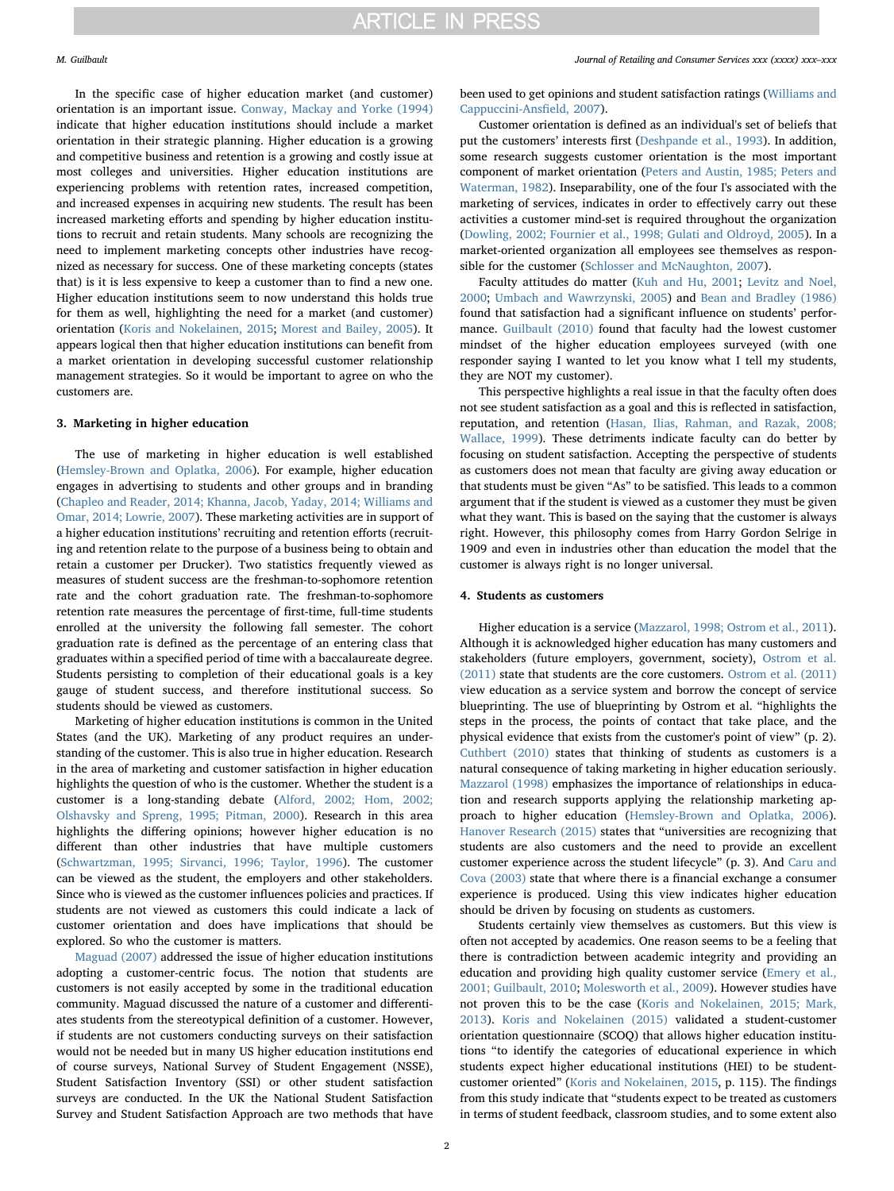In the specific case of higher education market (and customer) orientation is an important issue. Conway, Mackay and Yorke (1994) indicate that higher education institutions should include a market orientation in their strategic planning. Higher education is a growing and competitive business and retention is a growing and costly issue at most colleges and universities. Higher education institutions are experiencing problems with retention rates, increased competition, and increased expenses in acquiring new students. The result has been increased marketing efforts and spending by higher education institutions to recruit and retain students. Many schools are recognizing the need to implement marketing concepts other industries have recognized as necessary for success. One of these marketing concepts (states that) is it is less expensive to keep a customer than to find a new one. Higher education institutions seem to now understand this holds true for them as well, highlighting the need for a market (and customer) orientation (Koris and Nokelainen, 2015; Morest and Bailey, 2005). It appears logical then that higher education institutions can benefit from a market orientation in developing successful customer relationship management strategies. So it would be important to agree on who the customers are.

## 3. Marketing in higher education

The use of marketing in higher education is well established (Hemsley-Brown and Oplatka, 2006). For example, higher education engages in advertising to students and other groups and in branding (Chapleo and Reader, 2014; Khanna, Jacob, Yaday, 2014; Williams and Omar, 2014; Lowrie, 2007). These marketing activities are in support of a higher education institutions' recruiting and retention efforts (recruiting and retention relate to the purpose of a business being to obtain and retain a customer per Drucker). Two statistics frequently viewed as measures of student success are the freshman-to-sophomore retention rate and the cohort graduation rate. The freshman-to-sophomore retention rate measures the percentage of first-time, full-time students enrolled at the university the following fall semester. The cohort graduation rate is defined as the percentage of an entering class that graduates within a specified period of time with a baccalaureate degree. Students persisting to completion of their educational goals is a key gauge of student success, and therefore institutional success. So students should be viewed as customers.

Marketing of higher education institutions is common in the United States (and the UK). Marketing of any product requires an understanding of the customer. This is also true in higher education. Research in the area of marketing and customer satisfaction in higher education highlights the question of who is the customer. Whether the student is a customer is a long-standing debate (Alford, 2002; Hom, 2002; Olshavsky and Spreng, 1995; Pitman, 2000). Research in this area highlights the differing opinions; however higher education is no different than other industries that have multiple customers (Schwartzman, 1995; Sirvanci, 1996; Taylor, 1996). The customer can be viewed as the student, the employers and other stakeholders. Since who is viewed as the customer influences policies and practices. If students are not viewed as customers this could indicate a lack of customer orientation and does have implications that should be explored. So who the customer is matters.

Maguad (2007) addressed the issue of higher education institutions adopting a customer-centric focus. The notion that students are customers is not easily accepted by some in the traditional education community. Maguad discussed the nature of a customer and differentiates students from the stereotypical definition of a customer. However, if students are not customers conducting surveys on their satisfaction would not be needed but in many US higher education institutions end of course surveys, National Survey of Student Engagement (NSSE), Student Satisfaction Inventory (SSI) or other student satisfaction surveys are conducted. In the UK the National Student Satisfaction Survey and Student Satisfaction Approach are two methods that have been used to get opinions and student satisfaction ratings (Williams and Cappuccini-Ansfield, 2007).

Customer orientation is defined as an individual's set of beliefs that put the customers' interests first (Deshpande et al., 1993). In addition, some research suggests customer orientation is the most important component of market orientation (Peters and Austin, 1985; Peters and Waterman, 1982). Inseparability, one of the four I's associated with the marketing of services, indicates in order to effectively carry out these activities a customer mind-set is required throughout the organization (Dowling, 2002; Fournier et al., 1998; Gulati and Oldroyd, 2005). In a market-oriented organization all employees see themselves as responsible for the customer (Schlosser and McNaughton, 2007).

Faculty attitudes do matter (Kuh and Hu, 2001; Levitz and Noel, 2000; Umbach and Wawrzynski, 2005) and Bean and Bradley (1986) found that satisfaction had a significant influence on students' performance. Guilbault (2010) found that faculty had the lowest customer mindset of the higher education employees surveyed (with one responder saying I wanted to let you know what I tell my students, they are NOT my customer).

This perspective highlights a real issue in that the faculty often does not see student satisfaction as a goal and this is reflected in satisfaction, reputation, and retention (Hasan, Ilias, Rahman, and Razak, 2008; Wallace, 1999). These detriments indicate faculty can do better by focusing on student satisfaction. Accepting the perspective of students as customers does not mean that faculty are giving away education or that students must be given "As" to be satisfied. This leads to a common argument that if the student is viewed as a customer they must be given what they want. This is based on the saying that the customer is always right. However, this philosophy comes from Harry Gordon Selrige in 1909 and even in industries other than education the model that the customer is always right is no longer universal.

## 4. Students as customers

Higher education is a service (Mazzarol, 1998; Ostrom et al., 2011). Although it is acknowledged higher education has many customers and stakeholders (future employers, government, society), Ostrom et al. (2011) state that students are the core customers. Ostrom et al. (2011) view education as a service system and borrow the concept of service blueprinting. The use of blueprinting by Ostrom et al. "highlights the steps in the process, the points of contact that take place, and the physical evidence that exists from the customer's point of view" (p. 2). Cuthbert (2010) states that thinking of students as customers is a natural consequence of taking marketing in higher education seriously. Mazzarol (1998) emphasizes the importance of relationships in education and research supports applying the relationship marketing approach to higher education (Hemsley-Brown and Oplatka, 2006). Hanover Research (2015) states that "universities are recognizing that students are also customers and the need to provide an excellent customer experience across the student lifecycle" (p. 3). And Caru and Cova (2003) state that where there is a financial exchange a consumer experience is produced. Using this view indicates higher education should be driven by focusing on students as customers.

Students certainly view themselves as customers. But this view is often not accepted by academics. One reason seems to be a feeling that there is contradiction between academic integrity and providing an education and providing high quality customer service (Emery et al., 2001; Guilbault, 2010; Molesworth et al., 2009). However studies have not proven this to be the case (Koris and Nokelainen, 2015; Mark, 2013). Koris and Nokelainen (2015) validated a student-customer orientation questionnaire (SCOQ) that allows higher education institutions "to identify the categories of educational experience in which students expect higher educational institutions (HEI) to be student-customer oriented" (Koris and Nokelainen, 2015, p. 115). The findings from this study indicate that "students expect to be treated as customers in terms of student feedback, classroom studies, and to some extent also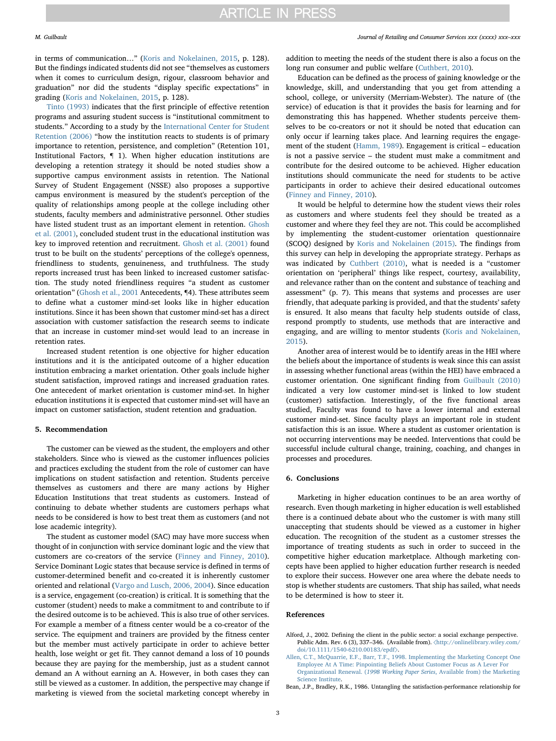in terms of communication…" (Koris and Nokelainen, 2015, p. 128). But the findings indicated students did not see "themselves as customers when it comes to curriculum design, rigour, classroom behavior and graduation" nor did the students "display specific expectations" in grading (Koris and Nokelainen, 2015, p. 128).

Tinto (1993) indicates that the first principle of effective retention programs and assuring student success is "institutional commitment to students." According to a study by the International Center for Student Retention (2006) "how the institution reacts to students is of primary importance to retention, persistence, and completion" (Retention 101, Institutional Factors, ¶ 1). When higher education institutions are developing a retention strategy it should be noted studies show a supportive campus environment assists in retention. The National Survey of Student Engagement (NSSE) also proposes a supportive campus environment is measured by the student's perception of the quality of relationships among people at the college including other students, faculty members and administrative personnel. Other studies have listed student trust as an important element in retention. Ghosh et al. (2001), concluded student trust in the educational institution was key to improved retention and recruitment. Ghosh et al. (2001) found trust to be built on the students' perceptions of the college's openness, friendliness to students, genuineness, and truthfulness. The study reports increased trust has been linked to increased customer satisfaction. The study noted friendliness requires "a student as customer orientation" (Ghosh et al., 2001 Antecedents, ¶4). These attributes seem to define what a customer mind-set looks like in higher education institutions. Since it has been shown that customer mind-set has a direct association with customer satisfaction the research seems to indicate that an increase in customer mind-set would lead to an increase in retention rates.

Increased student retention is one objective for higher education institutions and it is the anticipated outcome of a higher education institution embracing a market orientation. Other goals include higher student satisfaction, improved ratings and increased graduation rates. One antecedent of market orientation is customer mind-set. In higher education institutions it is expected that customer mind-set will have an impact on customer satisfaction, student retention and graduation.

## 5. Recommendation

The customer can be viewed as the student, the employers and other stakeholders. Since who is viewed as the customer influences policies and practices excluding the student from the role of customer can have implications on student satisfaction and retention. Students perceive themselves as customers and there are many actions by Higher Education Institutions that treat students as customers. Instead of continuing to debate whether students are customers perhaps what needs to be considered is how to best treat them as customers (and not lose academic integrity).

The student as customer model (SAC) may have more success when thought of in conjunction with service dominant logic and the view that customers are co-creators of the service (Finney and Finney, 2010). Service Dominant Logic states that because service is defined in terms of customer-determined benefit and co-created it is inherently customer oriented and relational (Vargo and Lusch, 2006, 2004). Since education is a service, engagement (co-creation) is critical. It is something that the customer (student) needs to make a commitment to and contribute to if the desired outcome is to be achieved. This is also true of other services. For example a member of a fitness center would be a co-creator of the service. The equipment and trainers are provided by the fitness center but the member must actively participate in order to achieve better health, lose weight or get fit. They cannot demand a loss of 10 pounds because they are paying for the membership, just as a student cannot demand an A without earning an A. However, in both cases they can still be viewed as a customer. In addition, the perspective may change if marketing is viewed from the societal marketing concept whereby in addition to meeting the needs of the student there is also a focus on the long run consumer and public welfare (Cuthbert, 2010).

Education can be defined as the process of gaining knowledge or the knowledge, skill, and understanding that you get from attending a school, college, or university (Merriam-Webster). The nature of (the service) of education is that it provides the basis for learning and for demonstrating this has happened. Whether students perceive themselves to be co-creators or not it should be noted that education can only occur if learning takes place. And learning requires the engagement of the student (Hamm, 1989). Engagement is critical – education is not a passive service – the student must make a commitment and contribute for the desired outcome to be achieved. Higher education institutions should communicate the need for students to be active participants in order to achieve their desired educational outcomes (Finney and Finney, 2010).

It would be helpful to determine how the student views their roles as customers and where students feel they should be treated as a customer and where they feel they are not. This could be accomplished by implementing the student-customer orientation questionnaire (SCOQ) designed by Koris and Nokelainen (2015). The findings from this survey can help in developing the appropriate strategy. Perhaps as was indicated by Cuthbert (2010), what is needed is a "customer orientation on 'peripheral' things like respect, courtesy, availability, and relevance rather than on the content and substance of teaching and assessment" (p. 7). This means that systems and processes are user friendly, that adequate parking is provided, and that the students' safety is ensured. It also means that faculty help students outside of class, respond promptly to students, use methods that are interactive and engaging, and are willing to mentor students (Koris and Nokelainen, 2015).

Another area of interest would be to identify areas in the HEI where the beliefs about the importance of students is weak since this can assist in assessing whether functional areas (within the HEI) have embraced a customer orientation. One significant finding from Guilbault (2010) indicated a very low customer mind-set is linked to low student (customer) satisfaction. Interestingly, of the five functional areas studied, Faculty was found to have a lower internal and external customer mind-set. Since faculty plays an important role in student satisfaction this is an issue. Where a student as customer orientation is not occurring interventions may be needed. Interventions that could be successful include cultural change, training, coaching, and changes in processes and procedures.

## 6. Conclusions

Marketing in higher education continues to be an area worthy of research. Even though marketing in higher education is well established there is a continued debate about who the customer is with many still unaccepting that students should be viewed as a customer in higher education. The recognition of the student as a customer stresses the importance of treating students as such in order to succeed in the competitive higher education marketplace. Although marketing concepts have been applied to higher education further research is needed to explore their success. However one area where the debate needs to stop is whether students are customers. That ship has sailed, what needs to be determined is how to steer it.

## References

Alford, J., 2002. Defining the client in the public sector: a social exchange perspective. Public Adm. Rev. 6 (3), 337–346. (Available from). ⟨http://onlinelibrary.wiley.com/doi/10.1111/1540-6210.00183/epdf⟩.

Allen, C.T., McQuarrie, E.F., Barr, T.F., 1998. Implementing the Marketing Concept One Employee At A Time: Pinpointing Beliefs About Customer Focus as A Lever For Organizational Renewal. (*1998 Working Paper Series*, Available from) the Marketing Science Institute.

Bean, J.P., Bradley, R.K., 1986. Untangling the satisfaction-performance relationship for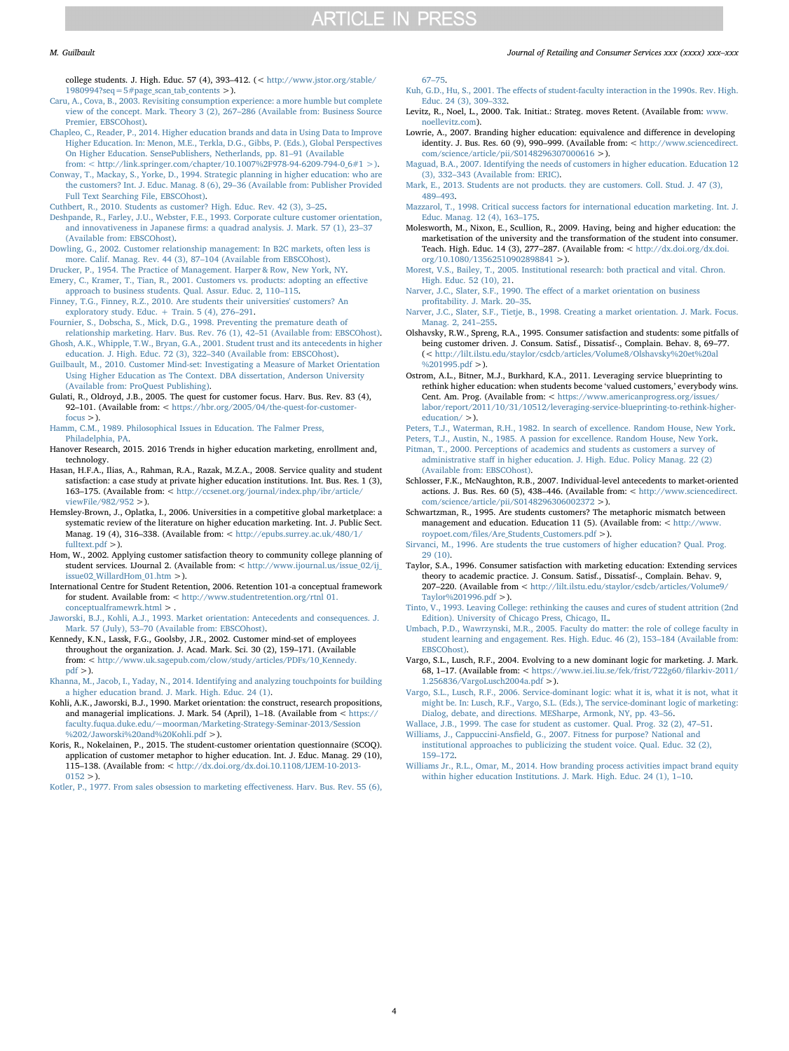college students. J. High. Educ. 57 (4), 393–412. (< http://www.jstor.org/stable/1980994?seq=5#page_scan_tab_contents >).

Caru, A., Cova, B., 2003. Revisiting consumption experience: a more humble but complete view of the concept. Mark. Theory 3 (2), 267–286 (Available from: Business Source Premier, EBSCOhost).

Chapleo, C., Reader, P., 2014. Higher education brands and data in Using Data to Improve Higher Education. In: Menon, M.E., Terkla, D.G., Gibbs, P. (Eds.), Global Perspectives On Higher Education. SensePublishers, Netherlands, pp. 81–91 (Available from: < http://link.springer.com/chapter/10.1007%2F978-94-6209-794-0_6#1 >).

Conway, T., Mackay, S., Yorke, D., 1994. Strategic planning in higher education: who are the customers? Int. J. Educ. Manag. 8 (6), 29–36 (Available from: Publisher Provided Full Text Searching File, EBSCOhost).

Cuthbert, R., 2010. Students as customer? High. Educ. Rev. 42 (3), 3–25.

Deshpande, R., Farley, J.U., Webster, F.E., 1993. Corporate culture customer orientation, and innovativeness in Japanese firms: a quadrad analysis. J. Mark. 57 (1), 23–37 (Available from: EBSCOhost).

Dowling, G., 2002. Customer relationship management: In B2C markets, often less is more. Calif. Manag. Rev. 44 (3), 87–104 (Available from EBSCOhost).

Drucker, P., 1954. The Practice of Management. Harper & Row, New York, NY.

Emery, C., Kramer, T., Tian, R., 2001. Customers vs. products: adopting an effective approach to business students. Qual. Assur. Educ. 2, 110–115.

Finney, T.G., Finney, R.Z., 2010. Are students their universities' customers? An exploratory study. Educ. + Train. 5 (4), 276–291.

Fournier, S., Dobscha, S., Mick, D.G., 1998. Preventing the premature death of relationship marketing. Harv. Bus. Rev. 76 (1), 42–51 (Available from: EBSCOhost).

Ghosh, A.K., Whipple, T.W., Bryan, G.A., 2001. Student trust and its antecedents in higher education. J. High. Educ. 72 (3), 322–340 (Available from: EBSCOhost).

Guilbault, M., 2010. Customer Mind-set: Investigating a Measure of Market Orientation Using Higher Education as The Context. DBA dissertation, Anderson University (Available from: ProQuest Publishing).

Gulati, R., Oldroyd, J.B., 2005. The quest for customer focus. Harv. Bus. Rev. 83 (4), 92–101. (Available from: < https://hbr.org/2005/04/the-quest-for-customer-focus >).

Hamm, C.M., 1989. Philosophical Issues in Education. The Falmer Press, Philadelphia, PA.

Hanover Research, 2015. 2016 Trends in higher education marketing, enrollment and, technology.

Hasan, H.F.A., Ilias, A., Rahman, R.A., Razak, M.Z.A., 2008. Service quality and student satisfaction: a case study at private higher education institutions. Int. Bus. Res. 1 (3), 163–175. (Available from: < http://ccsenet.org/journal/index.php/ibr/article/viewFile/982/952 >).

Hemsley-Brown, J., Oplatka, I., 2006. Universities in a competitive global marketplace: a systematic review of the literature on higher education marketing. Int. J. Public Sect. Manag. 19 (4), 316–338. (Available from: < http://epubs.surrey.ac.uk/480/1/fulltext.pdf >).

Hom, W., 2002. Applying customer satisfaction theory to community college planning of student services. IJournal 2. (Available from: < http://www.ijournal.us/issue_02/ij_issue02_WillardHom_01.htm >).

International Centre for Student Retention, 2006. Retention 101-a conceptual framework for student. Available from: < http://ccstudentretention.org/rtnl 01.conceptualframewrk.html > .

Jaworski, B.J., Kohli, A.J., 1993. Market orientation: Antecedents and consequences. J. Mark. 57 (July), 53–70 (Available from: EBSCOhost).

Kennedy, K.N., Lassk, F.G., Goolsby, J.R., 2002. Customer mind-set of employees throughout the organization. J. Acad. Mark. Sci. 30 (2), 159–171. (Available from: < http://www.uk.sagepub.com/clow/study/articles/PDFs/10_Kennedy.pdf >).

Khanna, M., Jacob, I., Yaday, N., 2014. Identifying and analyzing touchpoints for building a higher education brand. J. Mark. High. Educ. 24 (1).

Kohli, A.K., Jaworski, B.J., 1990. Market orientation: the construct, research propositions, and managerial implications. J. Mark. 54 (April), 1–18. (Available from < https://faculty.fuqua.duke.edu/~moorman/Marketing-Strategy-Seminar-2013/Session%202/Jaworski%20and%20Kohli.pdf >).

Koris, R., Nokelainen, P., 2015. The student-customer orientation questionnaire (SCOQ). application of customer metaphor to higher education. Int. J. Educ. Manag. 29 (10), 115–138. (Available from: < http://dx.doi.org/dx.doi.10.1108/IJEM-10-2013-0152 >).

Kotler, P., 1977. From sales obsession to marketing effectiveness. Harv. Bus. Rev. 55 (6), 67–75.

Kuh, G.D., Hu, S., 2001. The effects of student-faculty interaction in the 1990s. Rev. High. Educ. 24 (3), 309–332.

Levitz, R., Noel, L., 2000. Tak. Initiat.: Strateg. moves Retent. (Available from: www.noellevitz.com).

Lowrie, A., 2007. Branding higher education: equivalence and difference in developing identity. J. Bus. Res. 60 (9), 990–999. (Available from: < http://www.sciencedirect.com/science/article/pii/S0148296307000616 >).

Maguad, B.A., 2007. Identifying the needs of customers in higher education. Education 12 (3), 332–343 (Available from: ERIC).

Mark, E., 2013. Students are not products. they are customers. Coll. Stud. J. 47 (3), 489–493.

Mazzarol, T., 1998. Critical success factors for international education marketing. Int. J. Educ. Manag. 12 (4), 163–175.

Molesworth, M., Nixon, E., Scullion, R., 2009. Having, being and higher education: the marketisation of the university and the transformation of the student into consumer. Teach. High. Educ. 14 (3), 277–287. (Available from: < http://dx.doi.org/dx.doi.org/10.1080/13562510902898841 >).

Morest, V.S., Bailey, T., 2005. Institutional research: both practical and vital. Chron. High. Educ. 52 (10), 21.

Narver, J.C., Slater, S.F., 1990. The effect of a market orientation on business profitability. J. Mark. 20–35.

Narver, J.C., Slater, S.F., Tietje, B., 1998. Creating a market orientation. J. Mark. Focus. Manag. 2, 241–255.

Olshavsky, R.W., Spreng, R.A., 1995. Consumer satisfaction and students: some pitfalls of being customer driven. J. Consum. Satisf., Dissatisf-., Complain. Behav. 8, 69–77. (< http://lilt.ilstu.edu/staylor/csdcb/articles/Volume8/Olshavsky%20et%20al%201995.pdf >).

Ostrom, A.L., Bitner, M.J., Burkhard, K.A., 2011. Leveraging service blueprinting to rethink higher education: when students become 'valued customers,' everybody wins. Cent. Am. Prog. (Available from: < https://www.americanprogress.org/issues/labor/report/2011/10/31/10512/leveraging-service-blueprinting-to-rethink-higher-education/ >).

Peters, T.J., Waterman, R.H., 1982. In search of excellence. Random House, New York.

Peters, T.J., Austin, N., 1985. A passion for excellence. Random House, New York.

Pitman, T., 2000. Perceptions of academics and students as customers a survey of administrative staff in higher education. J. High. Educ. Policy Manag. 22 (2) (Available from: EBSCOhost).

Schlosser, F.K., McNaughton, R.B., 2007. Individual-level antecedents to market-oriented actions. J. Bus. Res. 60 (5), 438–446. (Available from: < http://www.sciencedirect.com/science/article/pii/S0148296306002372 >).

Schwartzman, R., 1995. Are students customers? The metaphoric mismatch between management and education. Education 11 (5). (Available from: < http://www.roypoet.com/files/Are_Students_Customers.pdf >).

Sirvanci, M., 1996. Are students the true customers of higher education? Qual. Prog. 29 (10).

Taylor, S.A., 1996. Consumer satisfaction with marketing education: Extending services theory to academic practice. J. Consum. Satisf., Dissatisf-., Complain. Behav. 9, 207–220. (Available from < http://lilt.ilstu.edu/staylor/csdcb/articles/Volume9/Taylor%201996.pdf >).

Tinto, V., 1993. Leaving College: rethinking the causes and cures of student attrition (2nd Edition). University of Chicago Press, Chicago, IL.

Umbach, P.D., Wawrzynski, M.R., 2005. Faculty do matter: the role of college faculty in student learning and engagement. Res. High. Educ. 46 (2), 153–184 (Available from: EBSCOhost).

Vargo, S.L., Lusch, R.F., 2004. Evolving to a new dominant logic for marketing. J. Mark. 68, 1–17. (Available from: < https://www.iei.liu.se/fek/frist/722g60/filarkiv-2011/1.256836/VargoLusch2004a.pdf >).

Vargo, S.L., Lusch, R.F., 2006. Service-dominant logic: what it is, what it is not, what it might be. In: Lusch, R.F., Vargo, S.L. (Eds.), The service-dominant logic of marketing: Dialog, debate, and directions. MESharpe, Armonk, NY, pp. 43–56.

Wallace, J.B., 1999. The case for student as customer. Qual. Prog. 32 (2), 47–51.

Williams, J., Cappuccini-Ansfield, G., 2007. Fitness for purpose? National and institutional approaches to publicizing the student voice. Qual. Educ. 32 (2), 159–172.

Williams Jr., R.L., Omar, M., 2014. How branding process activities impact brand equity within higher education Institutions. J. Mark. High. Educ. 24 (1), 1–10.